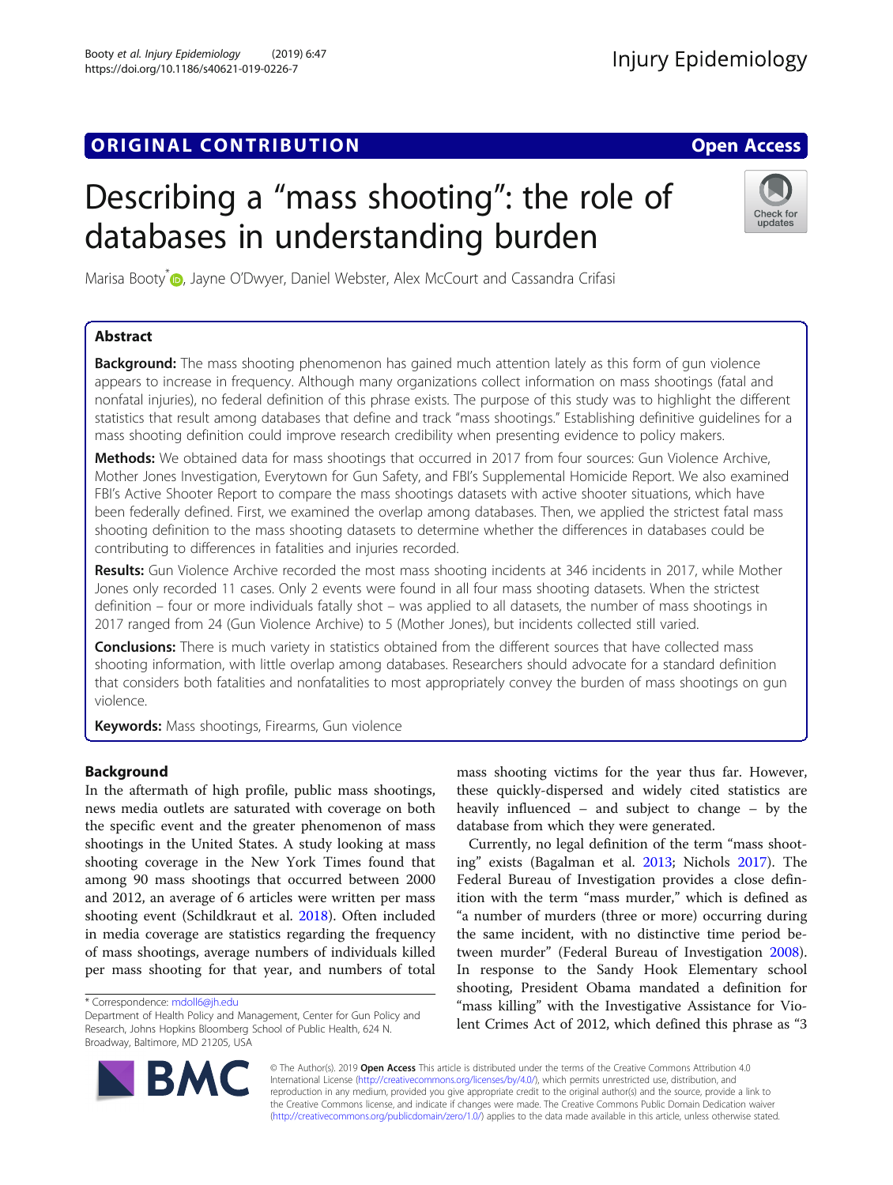ORIGINAL CONTRIBUTION

Open Access

# Describing a "mass shooting": the role of databases in understanding burden

Marisa Booty*, Jayne O'Dwyer, Daniel Webster, Alex McCourt and Cassandra Crifasi

## Abstract

**Background:** The mass shooting phenomenon has gained much attention lately as this form of gun violence appears to increase in frequency. Although many organizations collect information on mass shootings (fatal and nonfatal injuries), no federal definition of this phrase exists. The purpose of this study was to highlight the different statistics that result among databases that define and track "mass shootings." Establishing definitive guidelines for a mass shooting definition could improve research credibility when presenting evidence to policy makers.

**Methods:** We obtained data for mass shootings that occurred in 2017 from four sources: Gun Violence Archive, Mother Jones Investigation, Everytown for Gun Safety, and FBI's Supplemental Homicide Report. We also examined FBI's Active Shooter Report to compare the mass shootings datasets with active shooter situations, which have been federally defined. First, we examined the overlap among databases. Then, we applied the strictest fatal mass shooting definition to the mass shooting datasets to determine whether the differences in databases could be contributing to differences in fatalities and injuries recorded.

**Results:** Gun Violence Archive recorded the most mass shooting incidents at 346 incidents in 2017, while Mother Jones only recorded 11 cases. Only 2 events were found in all four mass shooting datasets. When the strictest definition – four or more individuals fatally shot – was applied to all datasets, the number of mass shootings in 2017 ranged from 24 (Gun Violence Archive) to 5 (Mother Jones), but incidents collected still varied.

**Conclusions:** There is much variety in statistics obtained from the different sources that have collected mass shooting information, with little overlap among databases. Researchers should advocate for a standard definition that considers both fatalities and nonfatalities to most appropriately convey the burden of mass shootings on gun violence.

**Keywords:** Mass shootings, Firearms, Gun violence

## Background

In the aftermath of high profile, public mass shootings, news media outlets are saturated with coverage on both the specific event and the greater phenomenon of mass shootings in the United States. A study looking at mass shooting coverage in the New York Times found that among 90 mass shootings that occurred between 2000 and 2012, an average of 6 articles were written per mass shooting event (Schildkraut et al. 2018). Often included in media coverage are statistics regarding the frequency of mass shootings, average numbers of individuals killed per mass shooting for that year, and numbers of total mass shooting victims for the year thus far. However, these quickly-dispersed and widely cited statistics are heavily influenced – and subject to change – by the database from which they were generated.

Currently, no legal definition of the term "mass shooting" exists (Bagalman et al. 2013; Nichols 2017). The Federal Bureau of Investigation provides a close definition with the term "mass murder," which is defined as "a number of murders (three or more) occurring during the same incident, with no distinctive time period between murder" (Federal Bureau of Investigation 2008). In response to the Sandy Hook Elementary school shooting, President Obama mandated a definition for "mass killing" with the Investigative Assistance for Violent Crimes Act of 2012, which defined this phrase as "3

* Correspondence: mdoll6@jh.edu
Department of Health Policy and Management, Center for Gun Policy and Research, Johns Hopkins Bloomberg School of Public Health, 624 N. Broadway, Baltimore, MD 21205, USA

© The Author(s). 2019 **Open Access** This article is distributed under the terms of the Creative Commons Attribution 4.0 International License (http://creativecommons.org/licenses/by/4.0/), which permits unrestricted use, distribution, and reproduction in any medium, provided you give appropriate credit to the original author(s) and the source, provide a link to the Creative Commons license, and indicate if changes were made. The Creative Commons Public Domain Dedication waiver (http://creativecommons.org/publicdomain/zero/1.0/) applies to the data made available in this article, unless otherwise stated.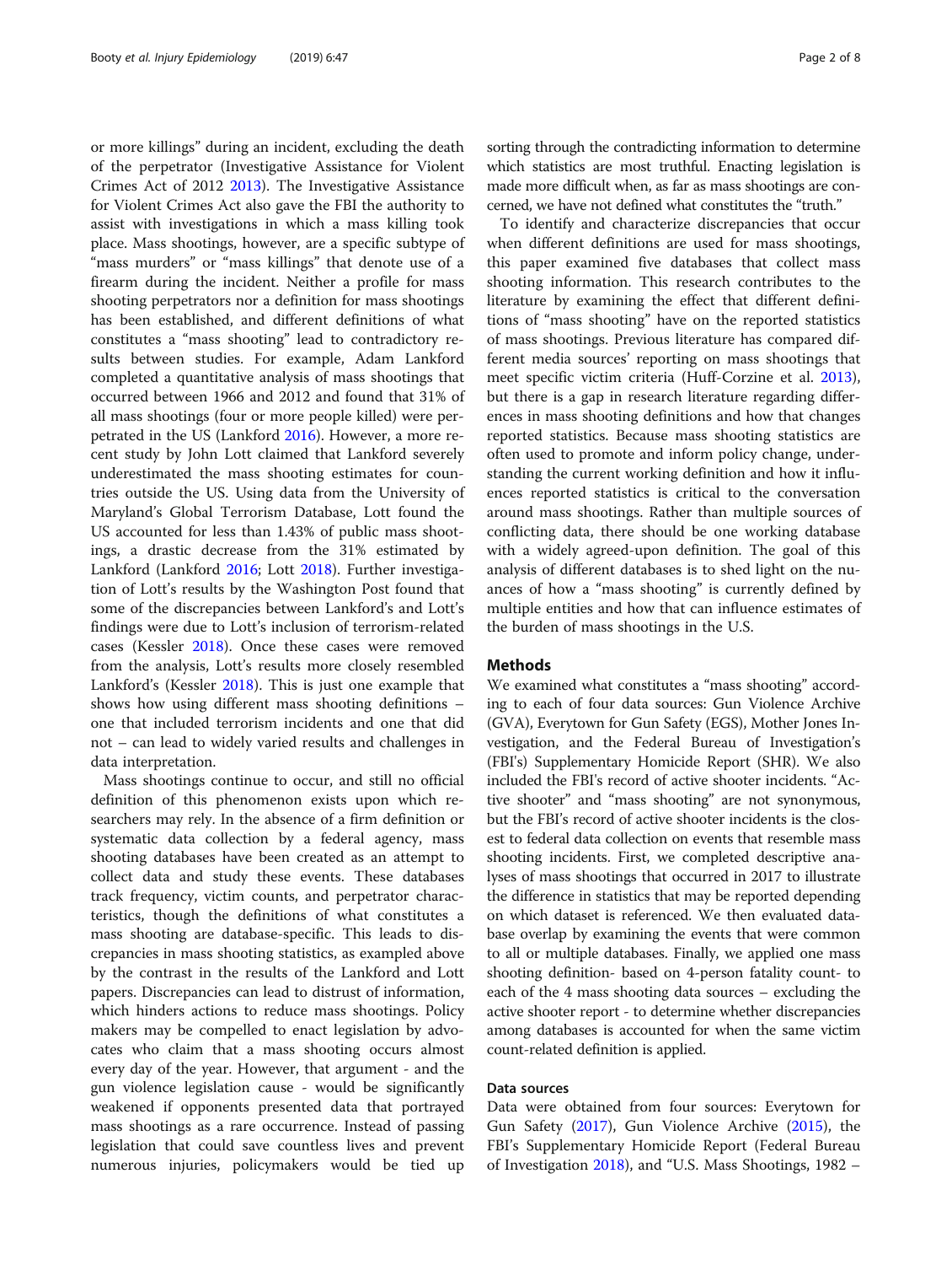or more killings" during an incident, excluding the death of the perpetrator (Investigative Assistance for Violent Crimes Act of 2012 2013). The Investigative Assistance for Violent Crimes Act also gave the FBI the authority to assist with investigations in which a mass killing took place. Mass shootings, however, are a specific subtype of "mass murders" or "mass killings" that denote use of a firearm during the incident. Neither a profile for mass shooting perpetrators nor a definition for mass shootings has been established, and different definitions of what constitutes a "mass shooting" lead to contradictory results between studies. For example, Adam Lankford completed a quantitative analysis of mass shootings that occurred between 1966 and 2012 and found that 31% of all mass shootings (four or more people killed) were perpetrated in the US (Lankford 2016). However, a more recent study by John Lott claimed that Lankford severely underestimated the mass shooting estimates for countries outside the US. Using data from the University of Maryland's Global Terrorism Database, Lott found the US accounted for less than 1.43% of public mass shootings, a drastic decrease from the 31% estimated by Lankford (Lankford 2016; Lott 2018). Further investigation of Lott's results by the Washington Post found that some of the discrepancies between Lankford's and Lott's findings were due to Lott's inclusion of terrorism-related cases (Kessler 2018). Once these cases were removed from the analysis, Lott's results more closely resembled Lankford's (Kessler 2018). This is just one example that shows how using different mass shooting definitions – one that included terrorism incidents and one that did not – can lead to widely varied results and challenges in data interpretation.

Mass shootings continue to occur, and still no official definition of this phenomenon exists upon which researchers may rely. In the absence of a firm definition or systematic data collection by a federal agency, mass shooting databases have been created as an attempt to collect data and study these events. These databases track frequency, victim counts, and perpetrator characteristics, though the definitions of what constitutes a mass shooting are database-specific. This leads to discrepancies in mass shooting statistics, as exampled above by the contrast in the results of the Lankford and Lott papers. Discrepancies can lead to distrust of information, which hinders actions to reduce mass shootings. Policy makers may be compelled to enact legislation by advocates who claim that a mass shooting occurs almost every day of the year. However, that argument - and the gun violence legislation cause - would be significantly weakened if opponents presented data that portrayed mass shootings as a rare occurrence. Instead of passing legislation that could save countless lives and prevent numerous injuries, policymakers would be tied up sorting through the contradicting information to determine which statistics are most truthful. Enacting legislation is made more difficult when, as far as mass shootings are concerned, we have not defined what constitutes the "truth."

To identify and characterize discrepancies that occur when different definitions are used for mass shootings, this paper examined five databases that collect mass shooting information. This research contributes to the literature by examining the effect that different definitions of "mass shooting" have on the reported statistics of mass shootings. Previous literature has compared different media sources' reporting on mass shootings that meet specific victim criteria (Huff-Corzine et al. 2013), but there is a gap in research literature regarding differences in mass shooting definitions and how that changes reported statistics. Because mass shooting statistics are often used to promote and inform policy change, understanding the current working definition and how it influences reported statistics is critical to the conversation around mass shootings. Rather than multiple sources of conflicting data, there should be one working database with a widely agreed-upon definition. The goal of this analysis of different databases is to shed light on the nuances of how a "mass shooting" is currently defined by multiple entities and how that can influence estimates of the burden of mass shootings in the U.S.

## Methods

We examined what constitutes a "mass shooting" according to each of four data sources: Gun Violence Archive (GVA), Everytown for Gun Safety (EGS), Mother Jones Investigation, and the Federal Bureau of Investigation's (FBI's) Supplementary Homicide Report (SHR). We also included the FBI's record of active shooter incidents. "Active shooter" and "mass shooting" are not synonymous, but the FBI's record of active shooter incidents is the closest to federal data collection on events that resemble mass shooting incidents. First, we completed descriptive analyses of mass shootings that occurred in 2017 to illustrate the difference in statistics that may be reported depending on which dataset is referenced. We then evaluated database overlap by examining the events that were common to all or multiple databases. Finally, we applied one mass shooting definition- based on 4-person fatality count- to each of the 4 mass shooting data sources – excluding the active shooter report - to determine whether discrepancies among databases is accounted for when the same victim count-related definition is applied.

### Data sources

Data were obtained from four sources: Everytown for Gun Safety (2017), Gun Violence Archive (2015), the FBI's Supplementary Homicide Report (Federal Bureau of Investigation 2018), and "U.S. Mass Shootings, 1982 –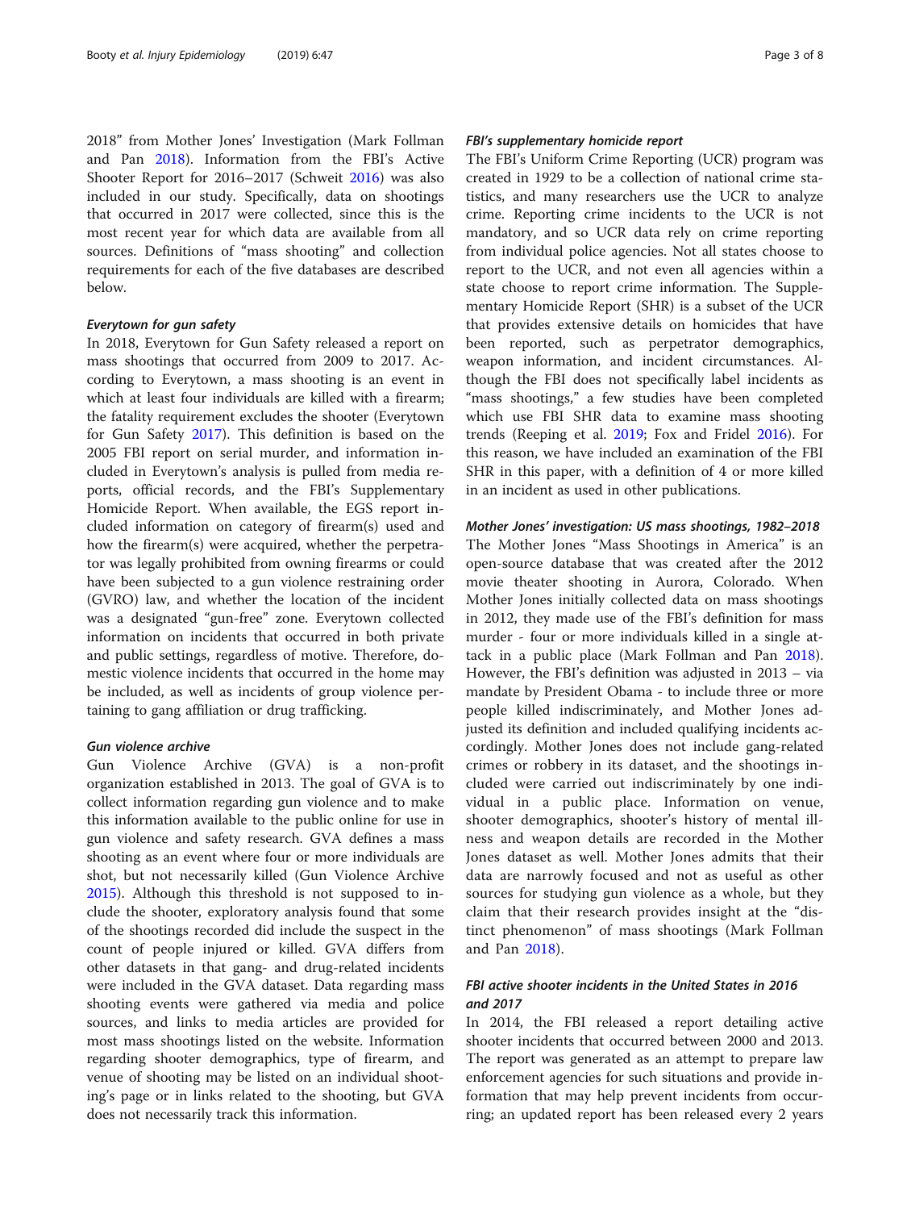2018" from Mother Jones' Investigation (Mark Follman and Pan 2018). Information from the FBI's Active Shooter Report for 2016–2017 (Schweit 2016) was also included in our study. Specifically, data on shootings that occurred in 2017 were collected, since this is the most recent year for which data are available from all sources. Definitions of "mass shooting" and collection requirements for each of the five databases are described below.

#### *Everytown for gun safety*

In 2018, Everytown for Gun Safety released a report on mass shootings that occurred from 2009 to 2017. According to Everytown, a mass shooting is an event in which at least four individuals are killed with a firearm; the fatality requirement excludes the shooter (Everytown for Gun Safety 2017). This definition is based on the 2005 FBI report on serial murder, and information included in Everytown's analysis is pulled from media reports, official records, and the FBI's Supplementary Homicide Report. When available, the EGS report included information on category of firearm(s) used and how the firearm(s) were acquired, whether the perpetrator was legally prohibited from owning firearms or could have been subjected to a gun violence restraining order (GVRO) law, and whether the location of the incident was a designated "gun-free" zone. Everytown collected information on incidents that occurred in both private and public settings, regardless of motive. Therefore, domestic violence incidents that occurred in the home may be included, as well as incidents of group violence pertaining to gang affiliation or drug trafficking.

#### *Gun violence archive*

Gun Violence Archive (GVA) is a non-profit organization established in 2013. The goal of GVA is to collect information regarding gun violence and to make this information available to the public online for use in gun violence and safety research. GVA defines a mass shooting as an event where four or more individuals are shot, but not necessarily killed (Gun Violence Archive 2015). Although this threshold is not supposed to include the shooter, exploratory analysis found that some of the shootings recorded did include the suspect in the count of people injured or killed. GVA differs from other datasets in that gang- and drug-related incidents were included in the GVA dataset. Data regarding mass shooting events were gathered via media and police sources, and links to media articles are provided for most mass shootings listed on the website. Information regarding shooter demographics, type of firearm, and venue of shooting may be listed on an individual shooting's page or in links related to the shooting, but GVA does not necessarily track this information.

#### *FBI's supplementary homicide report*

The FBI's Uniform Crime Reporting (UCR) program was created in 1929 to be a collection of national crime statistics, and many researchers use the UCR to analyze crime. Reporting crime incidents to the UCR is not mandatory, and so UCR data rely on crime reporting from individual police agencies. Not all states choose to report to the UCR, and not even all agencies within a state choose to report crime information. The Supplementary Homicide Report (SHR) is a subset of the UCR that provides extensive details on homicides that have been reported, such as perpetrator demographics, weapon information, and incident circumstances. Although the FBI does not specifically label incidents as "mass shootings," a few studies have been completed which use FBI SHR data to examine mass shooting trends (Reeping et al. 2019; Fox and Fridel 2016). For this reason, we have included an examination of the FBI SHR in this paper, with a definition of 4 or more killed in an incident as used in other publications.

#### *Mother Jones' investigation: US mass shootings, 1982–2018*

The Mother Jones "Mass Shootings in America" is an open-source database that was created after the 2012 movie theater shooting in Aurora, Colorado. When Mother Jones initially collected data on mass shootings in 2012, they made use of the FBI's definition for mass murder - four or more individuals killed in a single attack in a public place (Mark Follman and Pan 2018). However, the FBI's definition was adjusted in 2013 – via mandate by President Obama - to include three or more people killed indiscriminately, and Mother Jones adjusted its definition and included qualifying incidents accordingly. Mother Jones does not include gang-related crimes or robbery in its dataset, and the shootings included were carried out indiscriminately by one individual in a public place. Information on venue, shooter demographics, shooter's history of mental illness and weapon details are recorded in the Mother Jones dataset as well. Mother Jones admits that their data are narrowly focused and not as useful as other sources for studying gun violence as a whole, but they claim that their research provides insight at the "distinct phenomenon" of mass shootings (Mark Follman and Pan 2018).

#### *FBI active shooter incidents in the United States in 2016 and 2017*

In 2014, the FBI released a report detailing active shooter incidents that occurred between 2000 and 2013. The report was generated as an attempt to prepare law enforcement agencies for such situations and provide information that may help prevent incidents from occurring; an updated report has been released every 2 years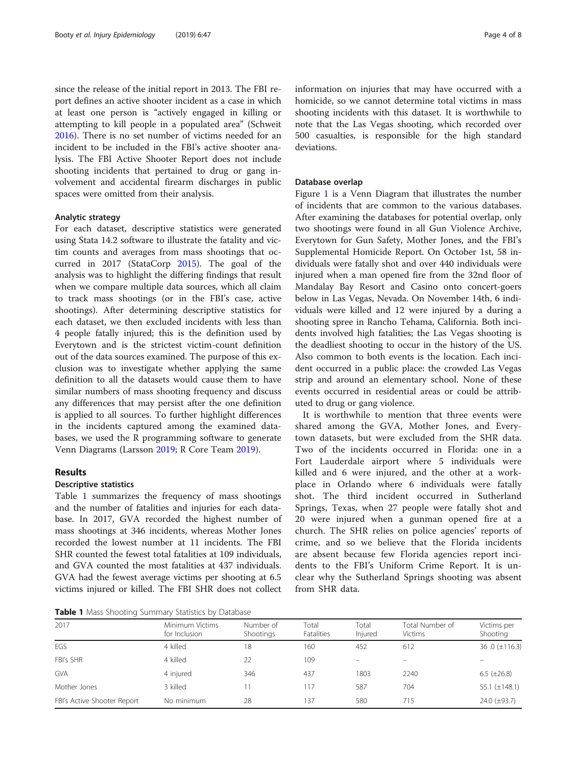since the release of the initial report in 2013. The FBI report defines an active shooter incident as a case in which at least one person is "actively engaged in killing or attempting to kill people in a populated area" (Schweit 2016). There is no set number of victims needed for an incident to be included in the FBI's active shooter analysis. The FBI Active Shooter Report does not include shooting incidents that pertained to drug or gang involvement and accidental firearm discharges in public spaces were omitted from their analysis.

### Analytic strategy

For each dataset, descriptive statistics were generated using Stata 14.2 software to illustrate the fatality and victim counts and averages from mass shootings that occurred in 2017 (StataCorp 2015). The goal of the analysis was to highlight the differing findings that result when we compare multiple data sources, which all claim to track mass shootings (or in the FBI's case, active shootings). After determining descriptive statistics for each dataset, we then excluded incidents with less than 4 people fatally injured; this is the definition used by Everytown and is the strictest victim-count definition out of the data sources examined. The purpose of this exclusion was to investigate whether applying the same definition to all the datasets would cause them to have similar numbers of mass shooting frequency and discuss any differences that may persist after the one definition is applied to all sources. To further highlight differences in the incidents captured among the examined databases, we used the R programming software to generate Venn Diagrams (Larsson 2019; R Core Team 2019).

## Results

### Descriptive statistics

Table 1 summarizes the frequency of mass shootings and the number of fatalities and injuries for each database. In 2017, GVA recorded the highest number of mass shootings at 346 incidents, whereas Mother Jones recorded the lowest number at 11 incidents. The FBI SHR counted the fewest total fatalities at 109 individuals, and GVA counted the most fatalities at 437 individuals. GVA had the fewest average victims per shooting at 6.5 victims injured or killed. The FBI SHR does not collect information on injuries that may have occurred with a homicide, so we cannot determine total victims in mass shooting incidents with this dataset. It is worthwhile to note that the Las Vegas shooting, which recorded over 500 casualties, is responsible for the high standard deviations.

### Database overlap

Figure 1 is a Venn Diagram that illustrates the number of incidents that are common to the various databases. After examining the databases for potential overlap, only two shootings were found in all Gun Violence Archive, Everytown for Gun Safety, Mother Jones, and the FBI's Supplemental Homicide Report. On October 1st, 58 individuals were fatally shot and over 440 individuals were injured when a man opened fire from the 32nd floor of Mandalay Bay Resort and Casino onto concert-goers below in Las Vegas, Nevada. On November 14th, 6 individuals were killed and 12 were injured by a during a shooting spree in Rancho Tehama, California. Both incidents involved high fatalities; the Las Vegas shooting is the deadliest shooting to occur in the history of the US. Also common to both events is the location. Each incident occurred in a public place: the crowded Las Vegas strip and around an elementary school. None of these events occurred in residential areas or could be attributed to drug or gang violence.

It is worthwhile to mention that three events were shared among the GVA, Mother Jones, and Everytown datasets, but were excluded from the SHR data. Two of the incidents occurred in Florida: one in a Fort Lauderdale airport where 5 individuals were killed and 6 were injured, and the other at a workplace in Orlando where 6 individuals were fatally shot. The third incident occurred in Sutherland Springs, Texas, when 27 people were fatally shot and 20 were injured when a gunman opened fire at a church. The SHR relies on police agencies' reports of crime, and so we believe that the Florida incidents are absent because few Florida agencies report incidents to the FBI's Uniform Crime Report. It is unclear why the Sutherland Springs shooting was absent from SHR data.

**Table 1** Mass Shooting Summary Statistics by Database

| 2017 | Minimum Victims for Inclusion | Number of Shootings | Total Fatalities | Total Injured | Total Number of Victims | Victims per Shooting |
|---|---|---|---|---|---|---|
| EGS | 4 killed | 18 | 160 | 452 | 612 | 36 .0 (±116.3) |
| FBI's SHR | 4 killed | 22 | 109 | – | – | – |
| GVA | 4 injured | 346 | 437 | 1803 | 2240 | 6.5 (±26.8) |
| Mother Jones | 3 killed | 11 | 117 | 587 | 704 | 55.1 (±148.1) |
| FBI's Active Shooter Report | No minimum | 28 | 137 | 580 | 715 | 24.0 (±93.7) |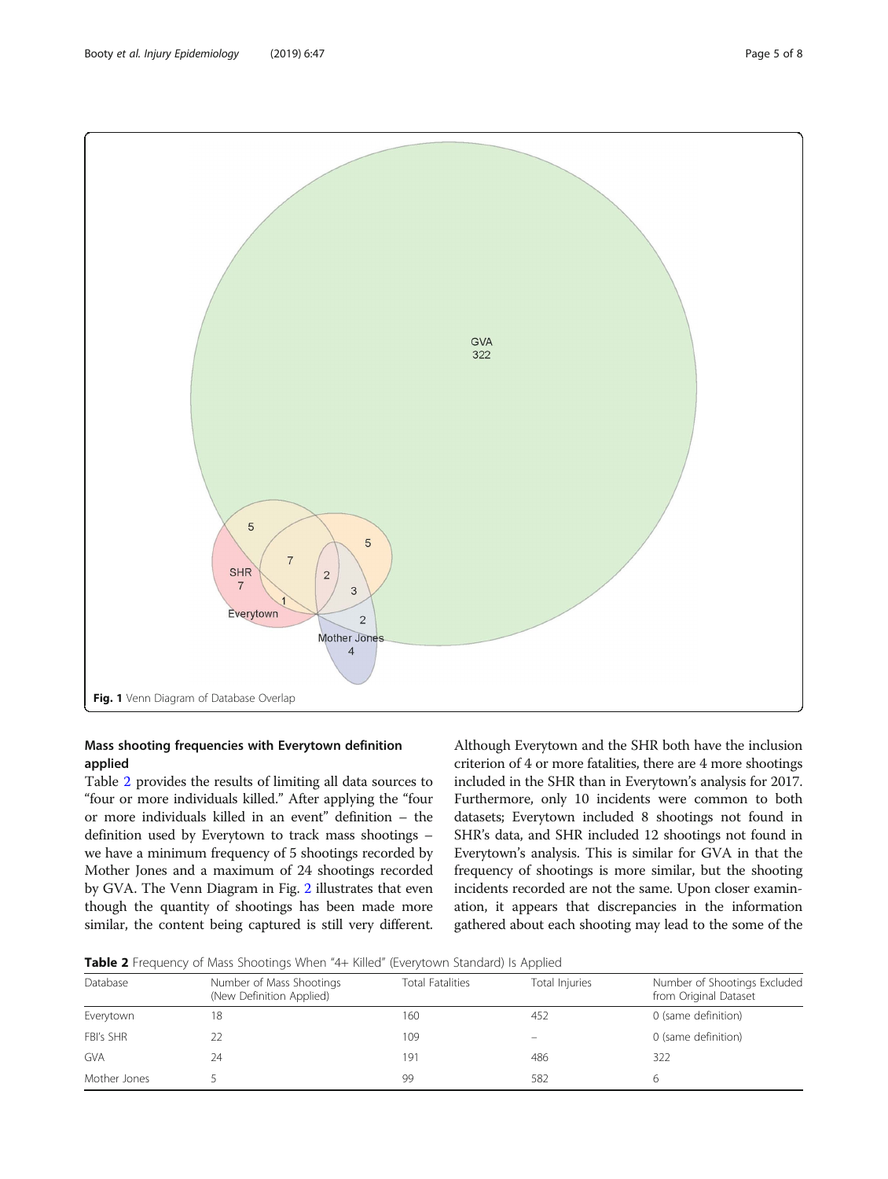Fig. 1 Venn Diagram of Database Overlap

## Mass shooting frequencies with Everytown definition applied

Table 2 provides the results of limiting all data sources to "four or more individuals killed." After applying the "four or more individuals killed in an event" definition – the definition used by Everytown to track mass shootings – we have a minimum frequency of 5 shootings recorded by Mother Jones and a maximum of 24 shootings recorded by GVA. The Venn Diagram in Fig. 2 illustrates that even though the quantity of shootings has been made more similar, the content being captured is still very different. Although Everytown and the SHR both have the inclusion criterion of 4 or more fatalities, there are 4 more shootings included in the SHR than in Everytown's analysis for 2017. Furthermore, only 10 incidents were common to both datasets; Everytown included 8 shootings not found in SHR's data, and SHR included 12 shootings not found in Everytown's analysis. This is similar for GVA in that the frequency of shootings is more similar, but the shooting incidents recorded are not the same. Upon closer examination, it appears that discrepancies in the information gathered about each shooting may lead to the some of the

**Table 2** Frequency of Mass Shootings When "4+ Killed" (Everytown Standard) Is Applied

| Database | Number of Mass Shootings (New Definition Applied) | Total Fatalities | Total Injuries | Number of Shootings Excluded from Original Dataset |
|---|---|---|---|---|
| Everytown | 18 | 160 | 452 | 0 (same definition) |
| FBI's SHR | 22 | 109 | – | 0 (same definition) |
| GVA | 24 | 191 | 486 | 322 |
| Mother Jones | 5 | 99 | 582 | 6 |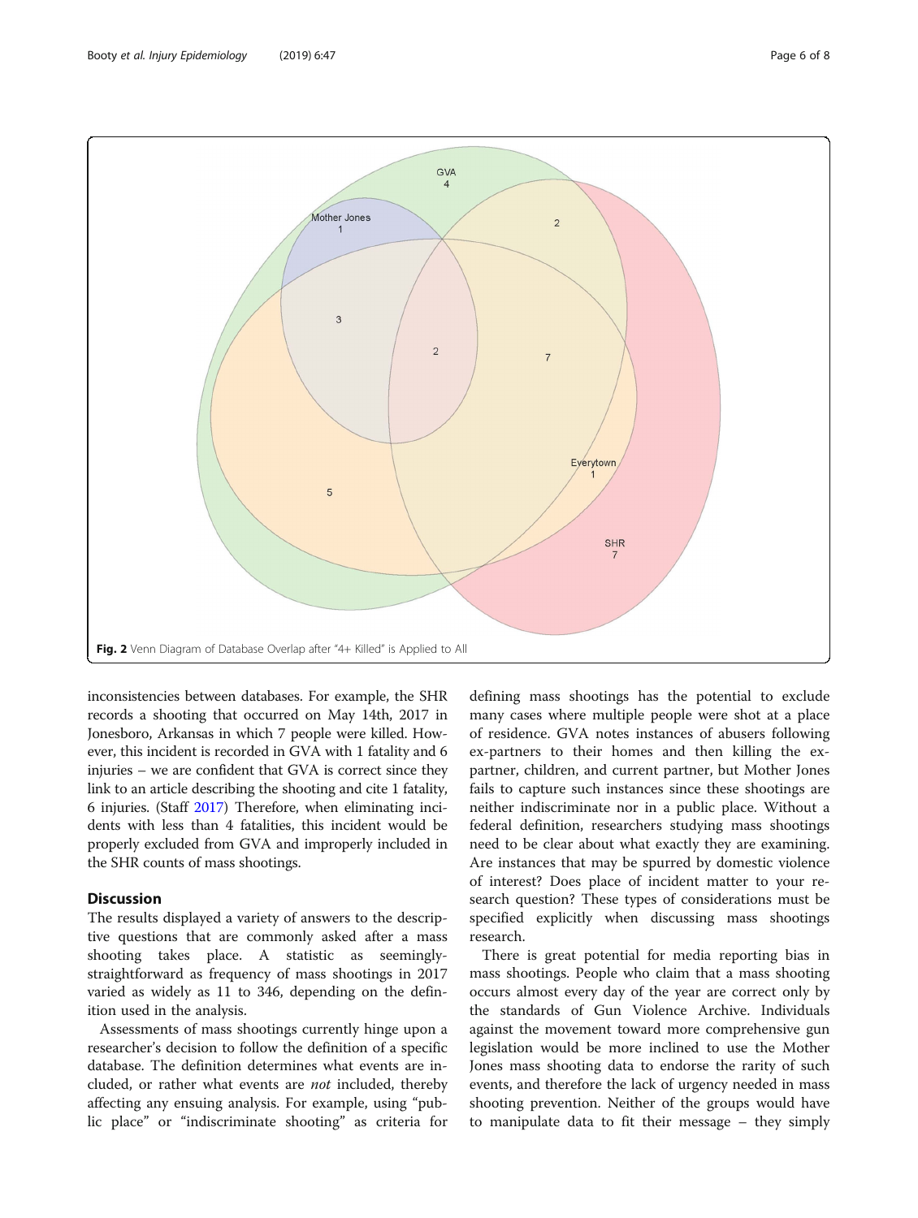Fig. 2 Venn Diagram of Database Overlap after "4+ Killed" is Applied to All

inconsistencies between databases. For example, the SHR records a shooting that occurred on May 14th, 2017 in Jonesboro, Arkansas in which 7 people were killed. However, this incident is recorded in GVA with 1 fatality and 6 injuries – we are confident that GVA is correct since they link to an article describing the shooting and cite 1 fatality, 6 injuries. (Staff 2017) Therefore, when eliminating incidents with less than 4 fatalities, this incident would be properly excluded from GVA and improperly included in the SHR counts of mass shootings.

## Discussion

The results displayed a variety of answers to the descriptive questions that are commonly asked after a mass shooting takes place. A statistic as seemingly-straightforward as frequency of mass shootings in 2017 varied as widely as 11 to 346, depending on the definition used in the analysis.

Assessments of mass shootings currently hinge upon a researcher's decision to follow the definition of a specific database. The definition determines what events are included, or rather what events are *not* included, thereby affecting any ensuing analysis. For example, using "public place" or "indiscriminate shooting" as criteria for defining mass shootings has the potential to exclude many cases where multiple people were shot at a place of residence. GVA notes instances of abusers following ex-partners to their homes and then killing the ex-partner, children, and current partner, but Mother Jones fails to capture such instances since these shootings are neither indiscriminate nor in a public place. Without a federal definition, researchers studying mass shootings need to be clear about what exactly they are examining. Are instances that may be spurred by domestic violence of interest? Does place of incident matter to your research question? These types of considerations must be specified explicitly when discussing mass shootings research.

There is great potential for media reporting bias in mass shootings. People who claim that a mass shooting occurs almost every day of the year are correct only by the standards of Gun Violence Archive. Individuals against the movement toward more comprehensive gun legislation would be more inclined to use the Mother Jones mass shooting data to endorse the rarity of such events, and therefore the lack of urgency needed in mass shooting prevention. Neither of the groups would have to manipulate data to fit their message – they simply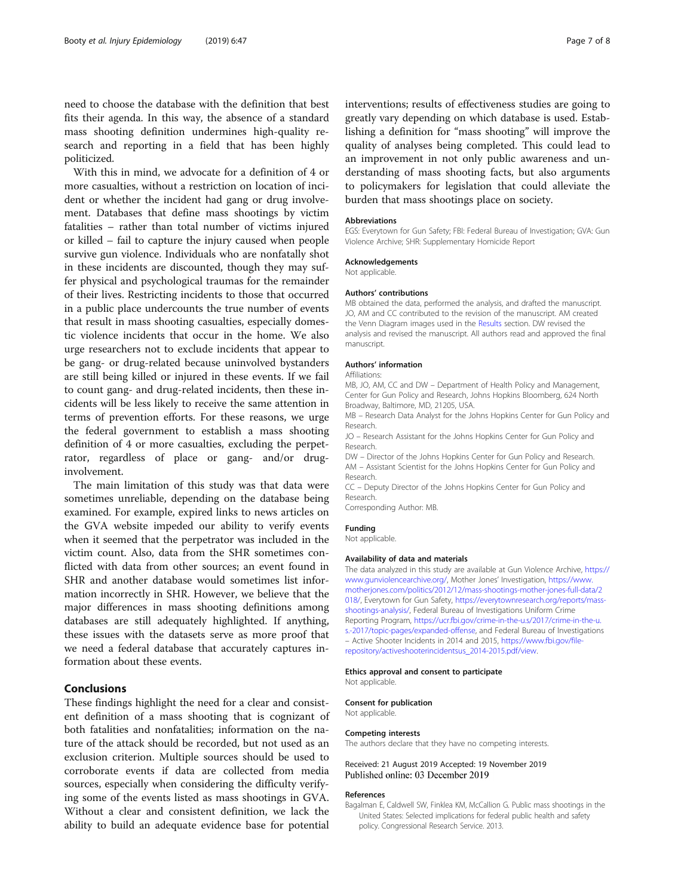need to choose the database with the definition that best fits their agenda. In this way, the absence of a standard mass shooting definition undermines high-quality research and reporting in a field that has been highly politicized.

With this in mind, we advocate for a definition of 4 or more casualties, without a restriction on location of incident or whether the incident had gang or drug involvement. Databases that define mass shootings by victim fatalities – rather than total number of victims injured or killed – fail to capture the injury caused when people survive gun violence. Individuals who are nonfatally shot in these incidents are discounted, though they may suffer physical and psychological traumas for the remainder of their lives. Restricting incidents to those that occurred in a public place undercounts the true number of events that result in mass shooting casualties, especially domestic violence incidents that occur in the home. We also urge researchers not to exclude incidents that appear to be gang- or drug-related because uninvolved bystanders are still being killed or injured in these events. If we fail to count gang- and drug-related incidents, then these incidents will be less likely to receive the same attention in terms of prevention efforts. For these reasons, we urge the federal government to establish a mass shooting definition of 4 or more casualties, excluding the perpetrator, regardless of place or gang- and/or drug-involvement.

The main limitation of this study was that data were sometimes unreliable, depending on the database being examined. For example, expired links to news articles on the GVA website impeded our ability to verify events when it seemed that the perpetrator was included in the victim count. Also, data from the SHR sometimes conflicted with data from other sources; an event found in SHR and another database would sometimes list information incorrectly in SHR. However, we believe that the major differences in mass shooting definitions among databases are still adequately highlighted. If anything, these issues with the datasets serve as more proof that we need a federal database that accurately captures information about these events.

## Conclusions

These findings highlight the need for a clear and consistent definition of a mass shooting that is cognizant of both fatalities and nonfatalities; information on the nature of the attack should be recorded, but not used as an exclusion criterion. Multiple sources should be used to corroborate events if data are collected from media sources, especially when considering the difficulty verifying some of the events listed as mass shootings in GVA. Without a clear and consistent definition, we lack the ability to build an adequate evidence base for potential interventions; results of effectiveness studies are going to greatly vary depending on which database is used. Establishing a definition for "mass shooting" will improve the quality of analyses being completed. This could lead to an improvement in not only public awareness and understanding of mass shooting facts, but also arguments to policymakers for legislation that could alleviate the burden that mass shootings place on society.

#### Abbreviations

EGS: Everytown for Gun Safety; FBI: Federal Bureau of Investigation; GVA: Gun Violence Archive; SHR: Supplementary Homicide Report

#### Acknowledgements

Not applicable.

#### Authors' contributions

MB obtained the data, performed the analysis, and drafted the manuscript. JO, AM and CC contributed to the revision of the manuscript. AM created the Venn Diagram images used in the Results section. DW revised the analysis and revised the manuscript. All authors read and approved the final manuscript.

#### Authors' information

Affiliations:

MB, JO, AM, CC and DW – Department of Health Policy and Management, Center for Gun Policy and Research, Johns Hopkins Bloomberg, 624 North Broadway, Baltimore, MD, 21205, USA.

MB – Research Data Analyst for the Johns Hopkins Center for Gun Policy and Research.

JO – Research Assistant for the Johns Hopkins Center for Gun Policy and Research.

DW – Director of the Johns Hopkins Center for Gun Policy and Research.

AM – Assistant Scientist for the Johns Hopkins Center for Gun Policy and Research.

CC – Deputy Director of the Johns Hopkins Center for Gun Policy and Research.

Corresponding Author: MB.

#### Funding

Not applicable.

#### Availability of data and materials

The data analyzed in this study are available at Gun Violence Archive, https://www.gunviolencearchive.org/, Mother Jones' Investigation, https://www.motherjones.com/politics/2012/12/mass-shootings-mother-jones-full-data/2018/, Everytown for Gun Safety, https://everytownresearch.org/reports/mass-shootings-analysis/, Federal Bureau of Investigations Uniform Crime Reporting Program, https://ucr.fbi.gov/crime-in-the-u.s/2017/crime-in-the-u.s.-2017/topic-pages/expanded-offense, and Federal Bureau of Investigations – Active Shooter Incidents in 2014 and 2015, https://www.fbi.gov/file-repository/activeshooterincidentsus_2014-2015.pdf/view.

#### Ethics approval and consent to participate

Not applicable.

#### Consent for publication

Not applicable.

#### Competing interests

The authors declare that they have no competing interests.

Received: 21 August 2019 Accepted: 19 November 2019
Published online: 03 December 2019

#### References

Bagalman E, Caldwell SW, Finklea KM, McCallion G. Public mass shootings in the United States: Selected implications for federal public health and safety policy. Congressional Research Service. 2013.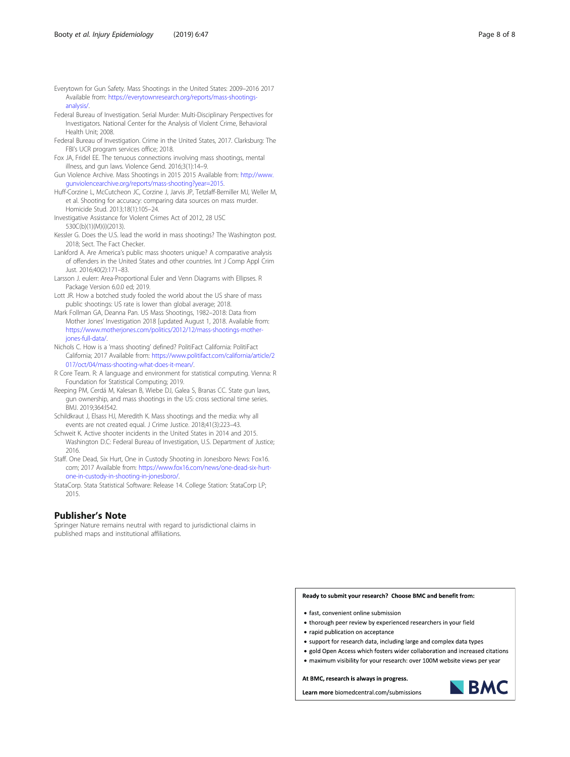Everytown for Gun Safety. Mass Shootings in the United States: 2009–2016 2017 Available from: https://everytownresearch.org/reports/mass-shootings-analysis/.

Federal Bureau of Investigation. Serial Murder: Multi-Disciplinary Perspectives for Investigators. National Center for the Analysis of Violent Crime, Behavioral Health Unit; 2008.

Federal Bureau of Investigation. Crime in the United States, 2017. Clarksburg: The FBI's UCR program services office; 2018.

Fox JA, Fridel EE. The tenuous connections involving mass shootings, mental illness, and gun laws. Violence Gend. 2016;3(1):14–9.

Gun Violence Archive. Mass Shootings in 2015 2015 Available from: http://www.gunviolencearchive.org/reports/mass-shooting?year=2015.

Huff-Corzine L, McCutcheon JC, Corzine J, Jarvis JP, Tetzlaff-Bemiller MJ, Weller M, et al. Shooting for accuracy: comparing data sources on mass murder. Homicide Stud. 2013;18(1):105–24.

Investigative Assistance for Violent Crimes Act of 2012, 28 USC 530C(b)(1)(M)(i)(2013).

Kessler G. Does the U.S. lead the world in mass shootings? The Washington post. 2018; Sect. The Fact Checker.

Lankford A. Are America's public mass shooters unique? A comparative analysis of offenders in the United States and other countries. Int J Comp Appl Crim Just. 2016;40(2):171–83.

Larsson J. eulerr: Area-Proportional Euler and Venn Diagrams with Ellipses. R Package Version 6.0.0 ed; 2019.

Lott JR. How a botched study fooled the world about the US share of mass public shootings: US rate is lower than global average; 2018.

Mark Follman GA, Deanna Pan. US Mass Shootings, 1982–2018: Data from Mother Jones' Investigation 2018 [updated August 1, 2018. Available from: https://www.motherjones.com/politics/2012/12/mass-shootings-mother-jones-full-data/.

Nichols C. How is a 'mass shooting' defined? PolitiFact California: PolitiFact California; 2017 Available from: https://www.politifact.com/california/article/2017/oct/04/mass-shooting-what-does-it-mean/.

R Core Team. R: A language and environment for statistical computing. Vienna: R Foundation for Statistical Computing; 2019.

Reeping PM, Cerdá M, Kalesan B, Wiebe DJ, Galea S, Branas CC. State gun laws, gun ownership, and mass shootings in the US: cross sectional time series. BMJ. 2019;364:l542.

Schildkraut J, Elsass HJ, Meredith K. Mass shootings and the media: why all events are not created equal. J Crime Justice. 2018;41(3):223–43.

Schweit K. Active shooter incidents in the United States in 2014 and 2015. Washington D.C: Federal Bureau of Investigation, U.S. Department of Justice; 2016.

Staff. One Dead, Six Hurt, One in Custody Shooting in Jonesboro News: Fox16.com; 2017 Available from: https://www.fox16.com/news/one-dead-six-hurt-one-in-custody-in-shooting-in-jonesboro/.

StataCorp. Stata Statistical Software: Release 14. College Station: StataCorp LP; 2015.

## Publisher's Note

Springer Nature remains neutral with regard to jurisdictional claims in published maps and institutional affiliations.

**Ready to submit your research? Choose BMC and benefit from:**

- fast, convenient online submission
- thorough peer review by experienced researchers in your field
- rapid publication on acceptance
- support for research data, including large and complex data types
- gold Open Access which fosters wider collaboration and increased citations
- maximum visibility for your research: over 100M website views per year

**At BMC, research is always in progress.**

**Learn more** biomedcentral.com/submissions

BMC